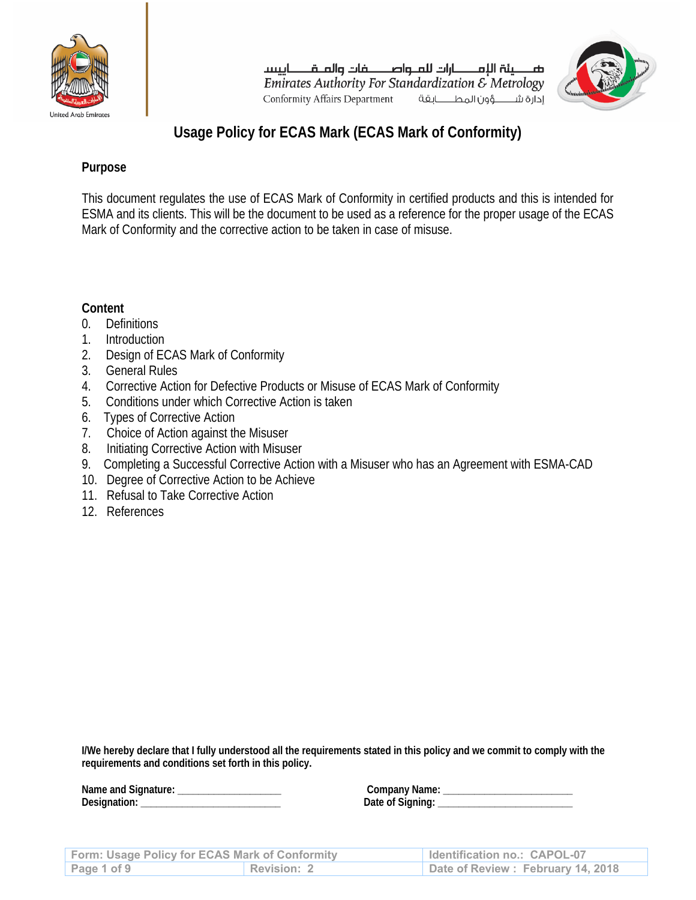هيئة الإمارات للمواصفات والمقاييس
*Emirates Authority For Standardization & Metrology*
Conformity Affairs Department إدارة شؤون المطابقة

# Usage Policy for ECAS Mark (ECAS Mark of Conformity)

## Purpose

This document regulates the use of ECAS Mark of Conformity in certified products and this is intended for ESMA and its clients. This will be the document to be used as a reference for the proper usage of the ECAS Mark of Conformity and the corrective action to be taken in case of misuse.

## Content

0. Definitions
1. Introduction
2. Design of ECAS Mark of Conformity
3. General Rules
4. Corrective Action for Defective Products or Misuse of ECAS Mark of Conformity
5. Conditions under which Corrective Action is taken
6. Types of Corrective Action
7. Choice of Action against the Misuser
8. Initiating Corrective Action with Misuser
9. Completing a Successful Corrective Action with a Misuser who has an Agreement with ESMA-CAD
10. Degree of Corrective Action to be Achieve
11. Refusal to Take Corrective Action
12. References

**I/We hereby declare that I fully understood all the requirements stated in this policy and we commit to comply with the requirements and conditions set forth in this policy.**

**Name and Signature:** ___________________ **Company Name:** ________________________
**Designation:** __________________________ **Date of Signing:** _________________________

| Form: Usage Policy for ECAS Mark of Conformity | | Identification no.: CAPOL-07 |
|---|---|---|
| Page 1 of 9 | Revision: 2 | Date of Review : February 14, 2018 |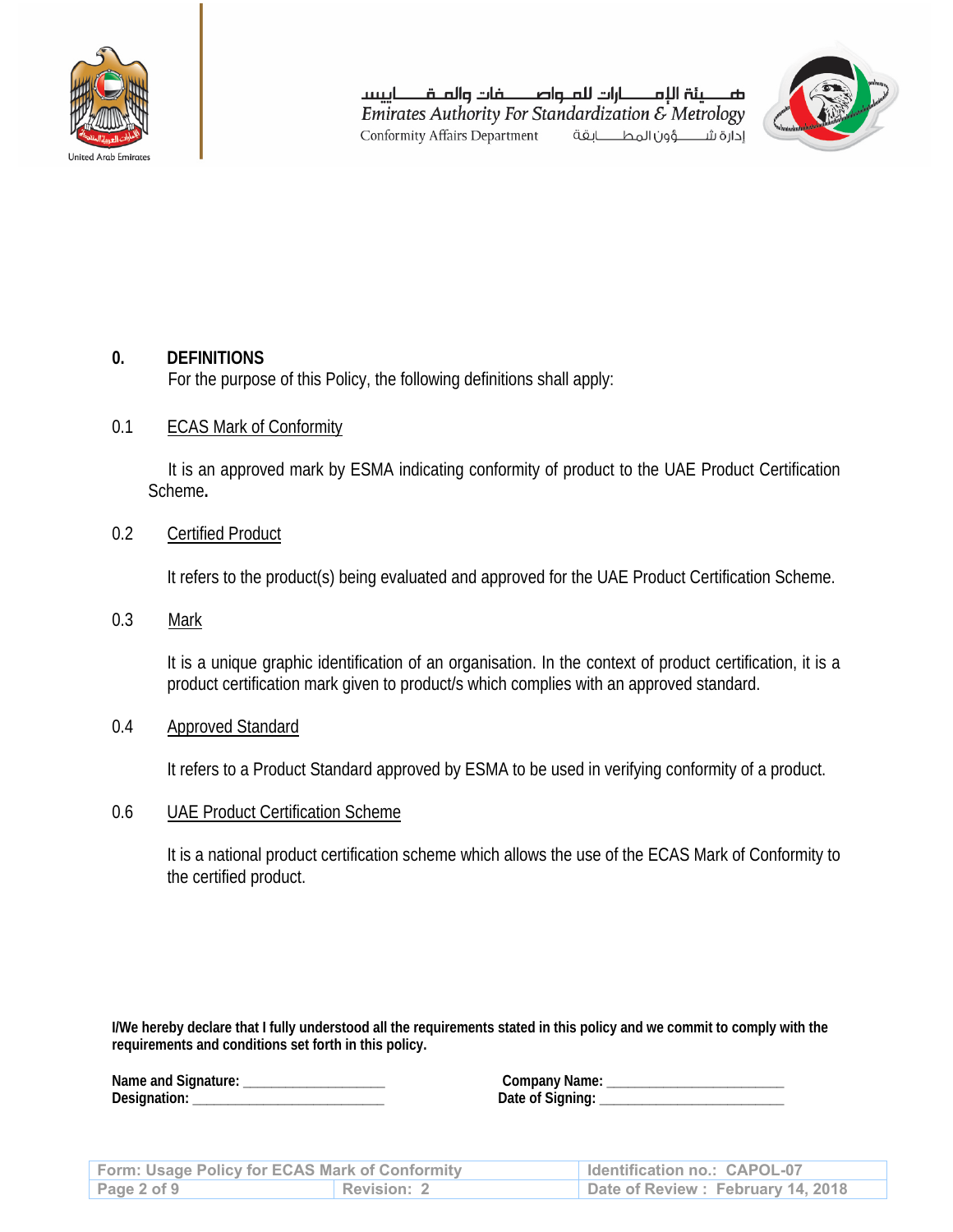## 0. DEFINITIONS

For the purpose of this Policy, the following definitions shall apply:

0.1 <u>ECAS Mark of Conformity</u>

It is an approved mark by ESMA indicating conformity of product to the UAE Product Certification Scheme**.**

0.2 <u>Certified Product</u>

It refers to the product(s) being evaluated and approved for the UAE Product Certification Scheme.

0.3 <u>Mark</u>

It is a unique graphic identification of an organisation. In the context of product certification, it is a product certification mark given to product/s which complies with an approved standard.

0.4 <u>Approved Standard</u>

It refers to a Product Standard approved by ESMA to be used in verifying conformity of a product.

0.6 <u>UAE Product Certification Scheme</u>

It is a national product certification scheme which allows the use of the ECAS Mark of Conformity to the certified product.

**I/We hereby declare that I fully understood all the requirements stated in this policy and we commit to comply with the requirements and conditions set forth in this policy.**

**Name and Signature:** ____________________ **Company Name:** ________________________

**Designation:** ___________________________ **Date of Signing:** ________________________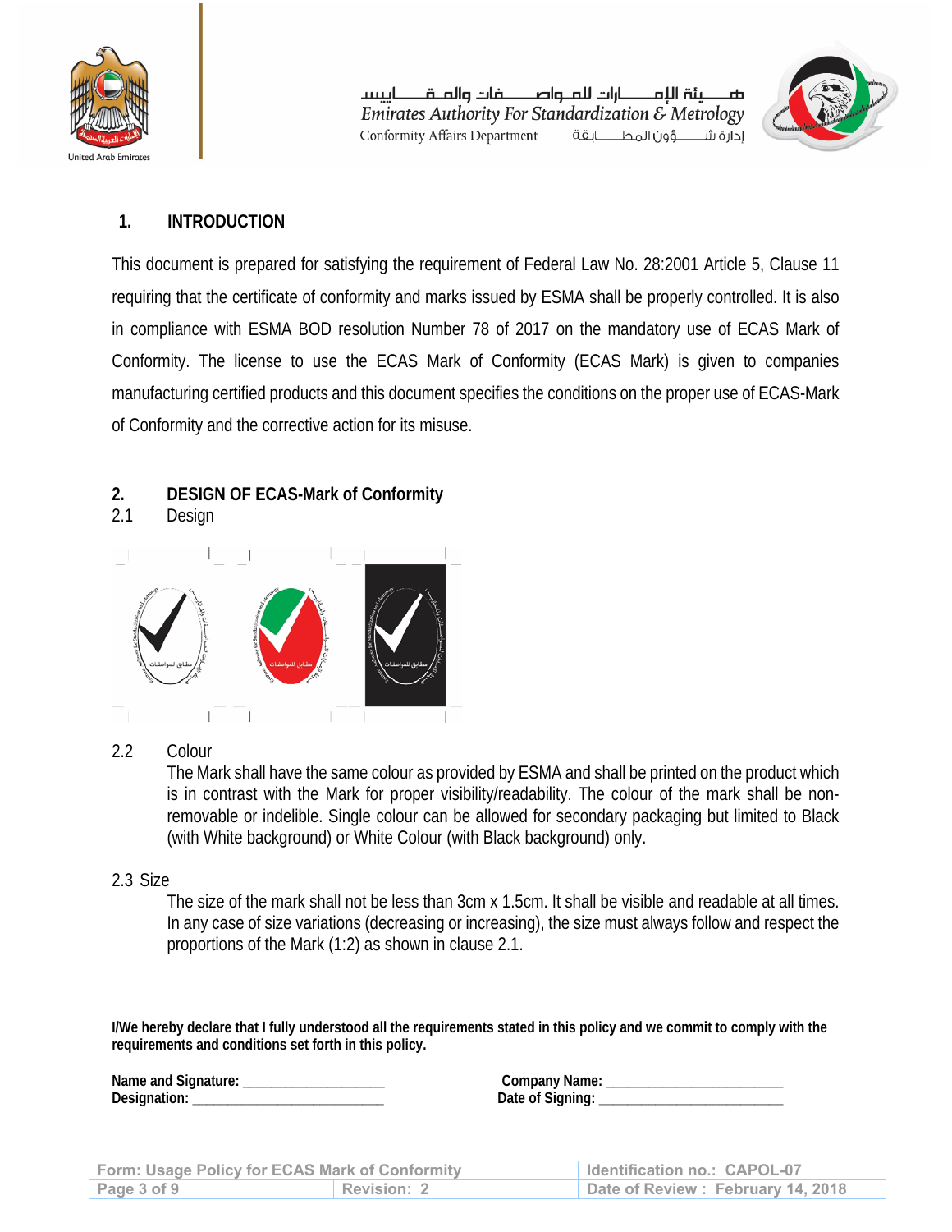## 1. INTRODUCTION

This document is prepared for satisfying the requirement of Federal Law No. 28:2001 Article 5, Clause 11 requiring that the certificate of conformity and marks issued by ESMA shall be properly controlled. It is also in compliance with ESMA BOD resolution Number 78 of 2017 on the mandatory use of ECAS Mark of Conformity. The license to use the ECAS Mark of Conformity (ECAS Mark) is given to companies manufacturing certified products and this document specifies the conditions on the proper use of ECAS-Mark of Conformity and the corrective action for its misuse.

## 2. DESIGN OF ECAS-Mark of Conformity

### 2.1 Design

### 2.2 Colour

The Mark shall have the same colour as provided by ESMA and shall be printed on the product which is in contrast with the Mark for proper visibility/readability. The colour of the mark shall be non-removable or indelible. Single colour can be allowed for secondary packaging but limited to Black (with White background) or White Colour (with Black background) only.

### 2.3 Size

The size of the mark shall not be less than 3cm x 1.5cm. It shall be visible and readable at all times. In any case of size variations (decreasing or increasing), the size must always follow and respect the proportions of the Mark (1:2) as shown in clause 2.1.

**I/We hereby declare that I fully understood all the requirements stated in this policy and we commit to comply with the requirements and conditions set forth in this policy.**

**Name and Signature:** ____________________ **Company Name:** ________________________

**Designation:** ___________________________ **Date of Signing:** ________________________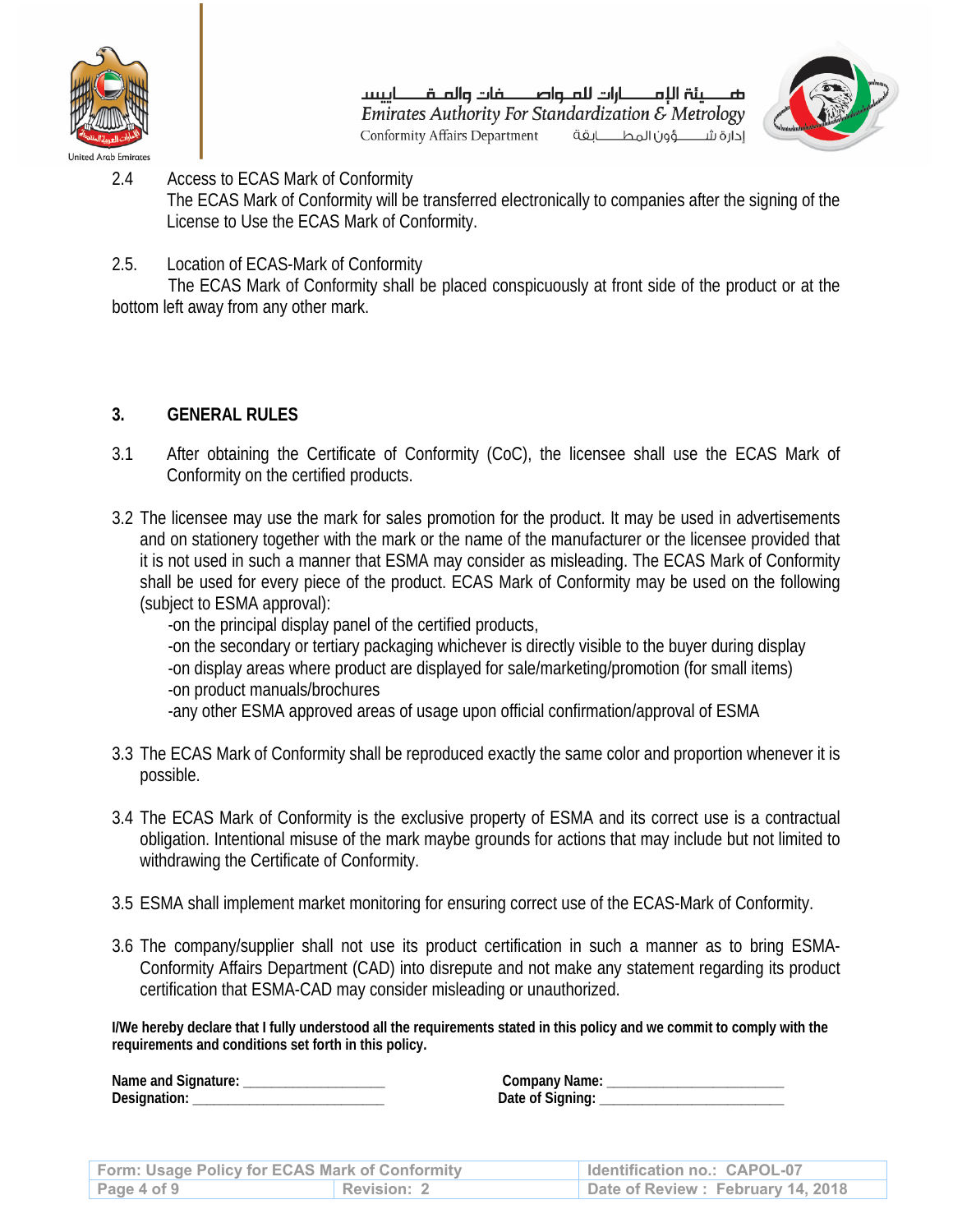2.4 Access to ECAS Mark of Conformity
The ECAS Mark of Conformity will be transferred electronically to companies after the signing of the License to Use the ECAS Mark of Conformity.

2.5. Location of ECAS-Mark of Conformity
The ECAS Mark of Conformity shall be placed conspicuously at front side of the product or at the bottom left away from any other mark.

## 3. GENERAL RULES

3.1 After obtaining the Certificate of Conformity (CoC), the licensee shall use the ECAS Mark of Conformity on the certified products.

3.2 The licensee may use the mark for sales promotion for the product. It may be used in advertisements and on stationery together with the mark or the name of the manufacturer or the licensee provided that it is not used in such a manner that ESMA may consider as misleading. The ECAS Mark of Conformity shall be used for every piece of the product. ECAS Mark of Conformity may be used on the following (subject to ESMA approval):
-on the principal display panel of the certified products,
-on the secondary or tertiary packaging whichever is directly visible to the buyer during display
-on display areas where product are displayed for sale/marketing/promotion (for small items)
-on product manuals/brochures
-any other ESMA approved areas of usage upon official confirmation/approval of ESMA

3.3 The ECAS Mark of Conformity shall be reproduced exactly the same color and proportion whenever it is possible.

3.4 The ECAS Mark of Conformity is the exclusive property of ESMA and its correct use is a contractual obligation. Intentional misuse of the mark maybe grounds for actions that may include but not limited to withdrawing the Certificate of Conformity.

3.5 ESMA shall implement market monitoring for ensuring correct use of the ECAS-Mark of Conformity.

3.6 The company/supplier shall not use its product certification in such a manner as to bring ESMA-Conformity Affairs Department (CAD) into disrepute and not make any statement regarding its product certification that ESMA-CAD may consider misleading or unauthorized.

**I/We hereby declare that I fully understood all the requirements stated in this policy and we commit to comply with the requirements and conditions set forth in this policy.**

**Name and Signature:** ___________________ **Company Name:** _______________________
**Designation:** __________________________ **Date of Signing:** ________________________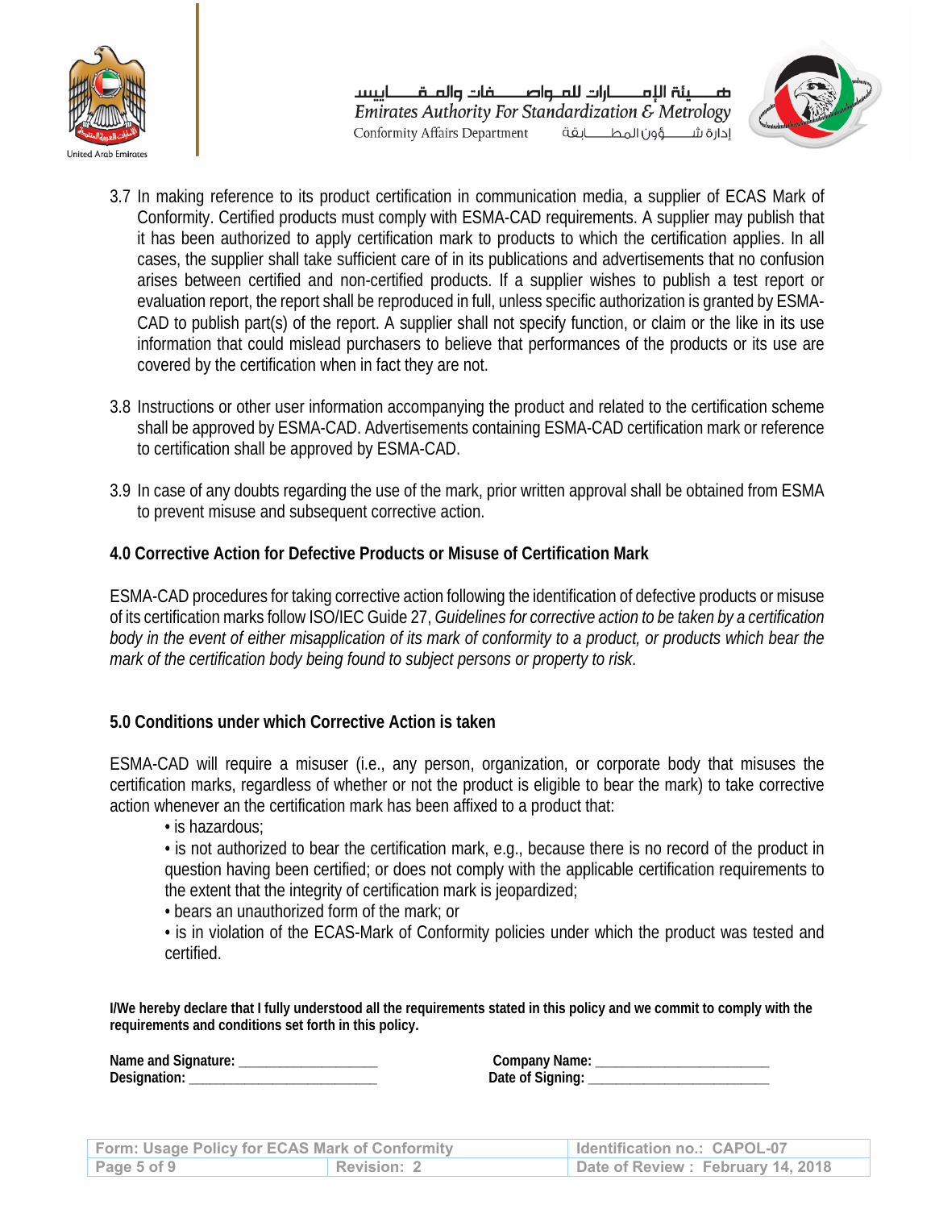3.7 In making reference to its product certification in communication media, a supplier of ECAS Mark of Conformity. Certified products must comply with ESMA-CAD requirements. A supplier may publish that it has been authorized to apply certification mark to products to which the certification applies. In all cases, the supplier shall take sufficient care of in its publications and advertisements that no confusion arises between certified and non-certified products. If a supplier wishes to publish a test report or evaluation report, the report shall be reproduced in full, unless specific authorization is granted by ESMA-CAD to publish part(s) of the report. A supplier shall not specify function, or claim or the like in its use information that could mislead purchasers to believe that performances of the products or its use are covered by the certification when in fact they are not.

3.8 Instructions or other user information accompanying the product and related to the certification scheme shall be approved by ESMA-CAD. Advertisements containing ESMA-CAD certification mark or reference to certification shall be approved by ESMA-CAD.

3.9 In case of any doubts regarding the use of the mark, prior written approval shall be obtained from ESMA to prevent misuse and subsequent corrective action.

## 4.0 Corrective Action for Defective Products or Misuse of Certification Mark

ESMA-CAD procedures for taking corrective action following the identification of defective products or misuse of its certification marks follow ISO/IEC Guide 27, *Guidelines for corrective action to be taken by a certification body in the event of either misapplication of its mark of conformity to a product, or products which bear the mark of the certification body being found to subject persons or property to risk.*

## 5.0 Conditions under which Corrective Action is taken

ESMA-CAD will require a misuser (i.e., any person, organization, or corporate body that misuses the certification marks, regardless of whether or not the product is eligible to bear the mark) to take corrective action whenever an the certification mark has been affixed to a product that:

- is hazardous;
- is not authorized to bear the certification mark, e.g., because there is no record of the product in question having been certified; or does not comply with the applicable certification requirements to the extent that the integrity of certification mark is jeopardized;
- bears an unauthorized form of the mark; or
- is in violation of the ECAS-Mark of Conformity policies under which the product was tested and certified.

**I/We hereby declare that I fully understood all the requirements stated in this policy and we commit to comply with the requirements and conditions set forth in this policy.**

**Name and Signature:** ___________________ **Company Name:** ______________________

**Designation:** ___________________________ **Date of Signing:** _______________________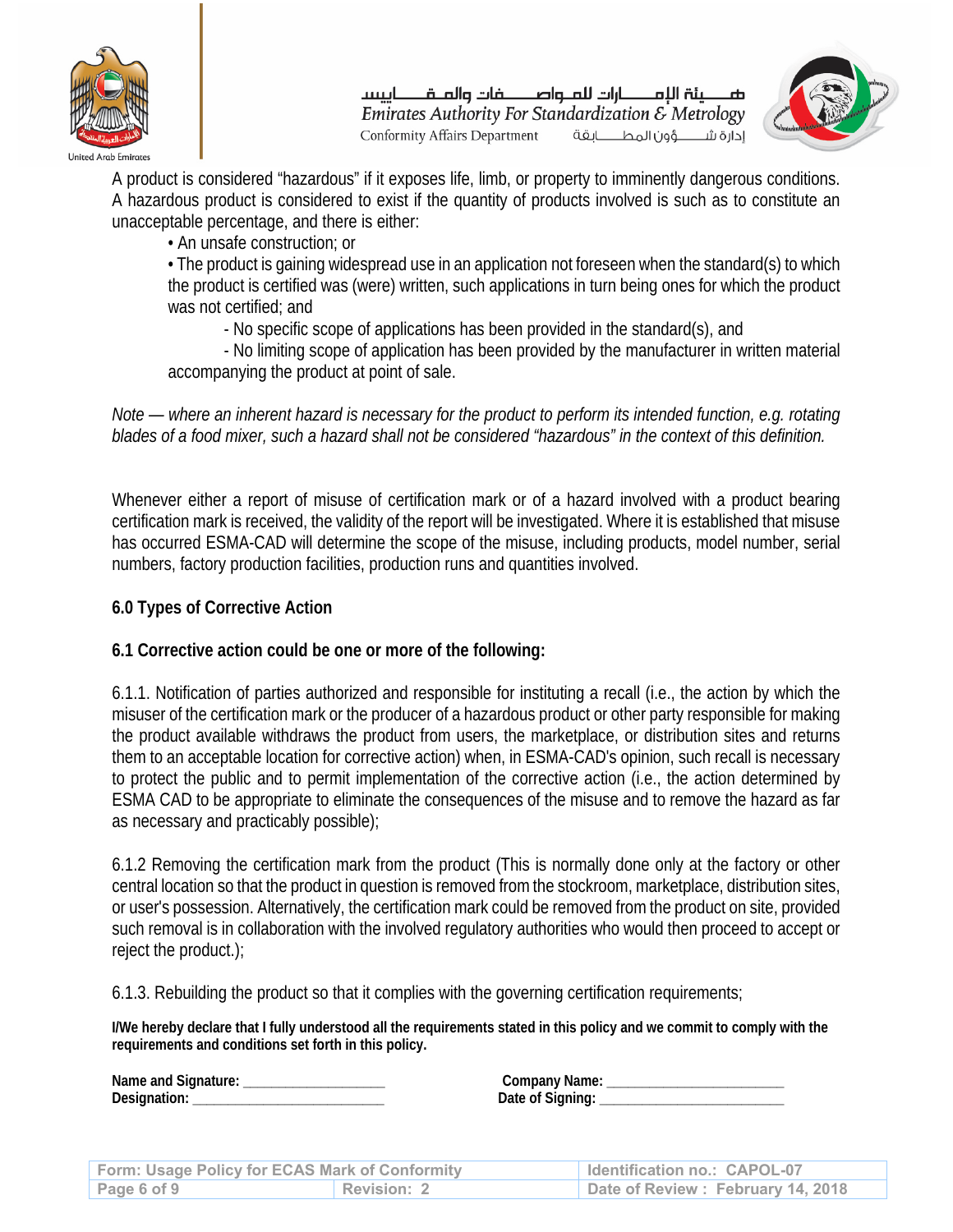A product is considered “hazardous” if it exposes life, limb, or property to imminently dangerous conditions. A hazardous product is considered to exist if the quantity of products involved is such as to constitute an unacceptable percentage, and there is either:

- An unsafe construction; or
- The product is gaining widespread use in an application not foreseen when the standard(s) to which the product is certified was (were) written, such applications in turn being ones for which the product was not certified; and
  - No specific scope of applications has been provided in the standard(s), and
  - No limiting scope of application has been provided by the manufacturer in written material accompanying the product at point of sale.

*Note — where an inherent hazard is necessary for the product to perform its intended function, e.g. rotating blades of a food mixer, such a hazard shall not be considered “hazardous” in the context of this definition.*

Whenever either a report of misuse of certification mark or of a hazard involved with a product bearing certification mark is received, the validity of the report will be investigated. Where it is established that misuse has occurred ESMA-CAD will determine the scope of the misuse, including products, model number, serial numbers, factory production facilities, production runs and quantities involved.

## 6.0 Types of Corrective Action

### 6.1 Corrective action could be one or more of the following:

6.1.1. Notification of parties authorized and responsible for instituting a recall (i.e., the action by which the misuser of the certification mark or the producer of a hazardous product or other party responsible for making the product available withdraws the product from users, the marketplace, or distribution sites and returns them to an acceptable location for corrective action) when, in ESMA-CAD's opinion, such recall is necessary to protect the public and to permit implementation of the corrective action (i.e., the action determined by ESMA CAD to be appropriate to eliminate the consequences of the misuse and to remove the hazard as far as necessary and practicably possible);

6.1.2 Removing the certification mark from the product (This is normally done only at the factory or other central location so that the product in question is removed from the stockroom, marketplace, distribution sites, or user's possession. Alternatively, the certification mark could be removed from the product on site, provided such removal is in collaboration with the involved regulatory authorities who would then proceed to accept or reject the product.);

6.1.3. Rebuilding the product so that it complies with the governing certification requirements;

**I/We hereby declare that I fully understood all the requirements stated in this policy and we commit to comply with the requirements and conditions set forth in this policy.**

**Name and Signature:** ___________________ **Company Name:** _______________________

**Designation:** _________________________ **Date of Signing:** ________________________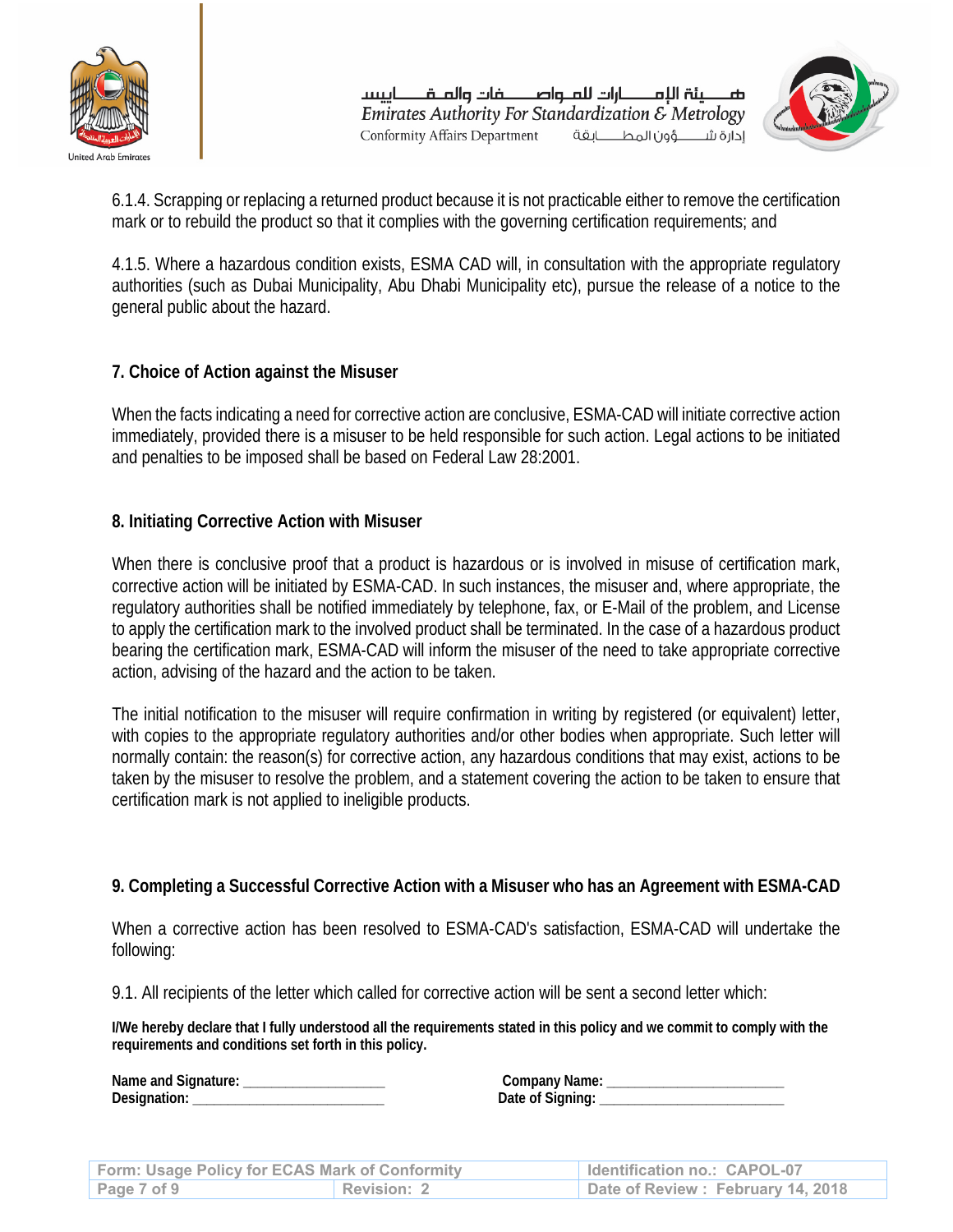6.1.4. Scrapping or replacing a returned product because it is not practicable either to remove the certification mark or to rebuild the product so that it complies with the governing certification requirements; and

4.1.5. Where a hazardous condition exists, ESMA CAD will, in consultation with the appropriate regulatory authorities (such as Dubai Municipality, Abu Dhabi Municipality etc), pursue the release of a notice to the general public about the hazard.

## 7. Choice of Action against the Misuser

When the facts indicating a need for corrective action are conclusive, ESMA-CAD will initiate corrective action immediately, provided there is a misuser to be held responsible for such action. Legal actions to be initiated and penalties to be imposed shall be based on Federal Law 28:2001.

## 8. Initiating Corrective Action with Misuser

When there is conclusive proof that a product is hazardous or is involved in misuse of certification mark, corrective action will be initiated by ESMA-CAD. In such instances, the misuser and, where appropriate, the regulatory authorities shall be notified immediately by telephone, fax, or E-Mail of the problem, and License to apply the certification mark to the involved product shall be terminated. In the case of a hazardous product bearing the certification mark, ESMA-CAD will inform the misuser of the need to take appropriate corrective action, advising of the hazard and the action to be taken.

The initial notification to the misuser will require confirmation in writing by registered (or equivalent) letter, with copies to the appropriate regulatory authorities and/or other bodies when appropriate. Such letter will normally contain: the reason(s) for corrective action, any hazardous conditions that may exist, actions to be taken by the misuser to resolve the problem, and a statement covering the action to be taken to ensure that certification mark is not applied to ineligible products.

## 9. Completing a Successful Corrective Action with a Misuser who has an Agreement with ESMA-CAD

When a corrective action has been resolved to ESMA-CAD's satisfaction, ESMA-CAD will undertake the following:

9.1. All recipients of the letter which called for corrective action will be sent a second letter which:

**I/We hereby declare that I fully understood all the requirements stated in this policy and we commit to comply with the requirements and conditions set forth in this policy.**

**Name and Signature:** ____________________ **Company Name:** ________________________

**Designation:** ___________________________ **Date of Signing:** ________________________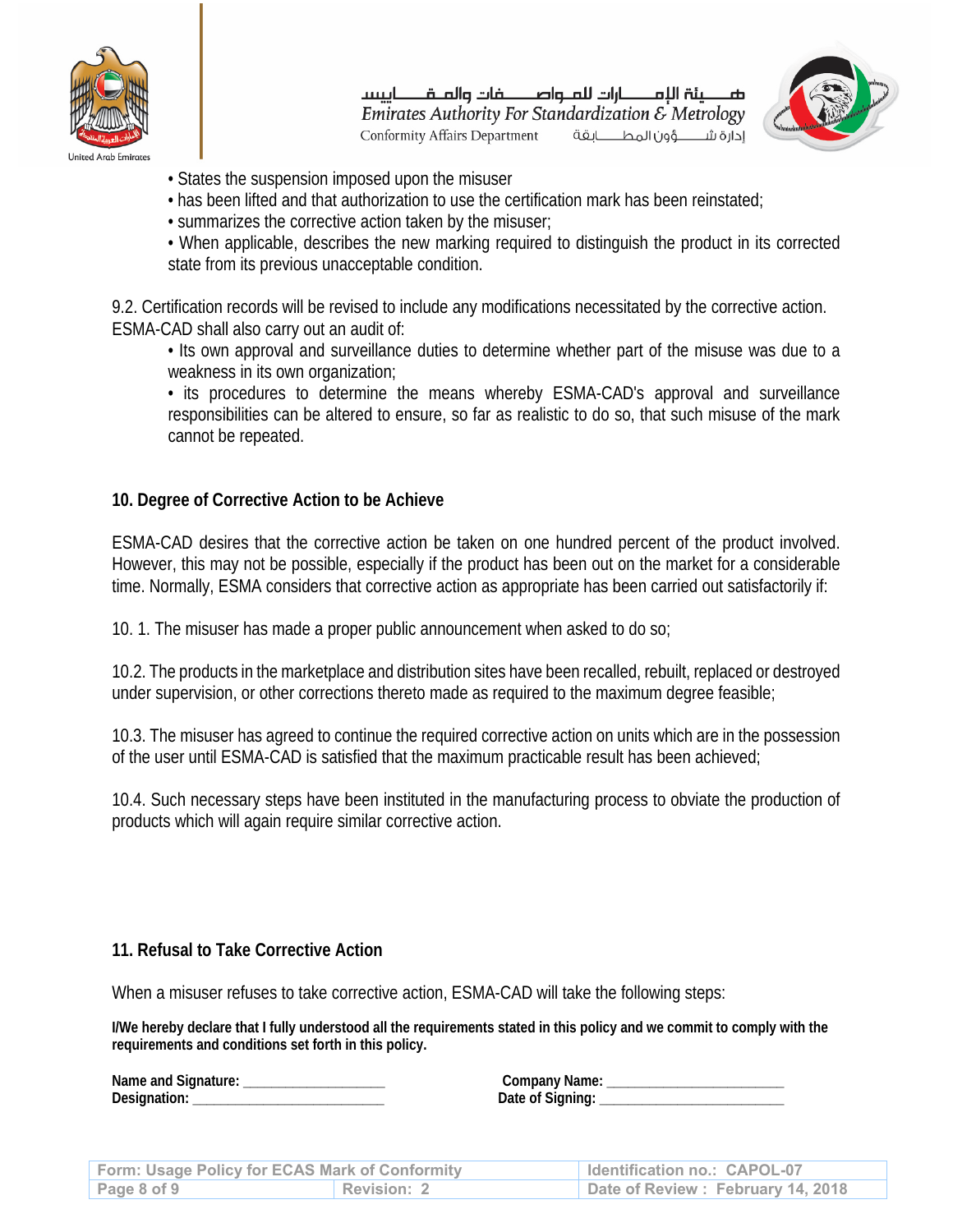- States the suspension imposed upon the misuser
- has been lifted and that authorization to use the certification mark has been reinstated;
- summarizes the corrective action taken by the misuser;
- When applicable, describes the new marking required to distinguish the product in its corrected state from its previous unacceptable condition.

9.2. Certification records will be revised to include any modifications necessitated by the corrective action. ESMA-CAD shall also carry out an audit of:

- Its own approval and surveillance duties to determine whether part of the misuse was due to a weakness in its own organization;
- its procedures to determine the means whereby ESMA-CAD's approval and surveillance responsibilities can be altered to ensure, so far as realistic to do so, that such misuse of the mark cannot be repeated.

## 10. Degree of Corrective Action to be Achieve

ESMA-CAD desires that the corrective action be taken on one hundred percent of the product involved. However, this may not be possible, especially if the product has been out on the market for a considerable time. Normally, ESMA considers that corrective action as appropriate has been carried out satisfactorily if:

10. 1. The misuser has made a proper public announcement when asked to do so;

10.2. The products in the marketplace and distribution sites have been recalled, rebuilt, replaced or destroyed under supervision, or other corrections thereto made as required to the maximum degree feasible;

10.3. The misuser has agreed to continue the required corrective action on units which are in the possession of the user until ESMA-CAD is satisfied that the maximum practicable result has been achieved;

10.4. Such necessary steps have been instituted in the manufacturing process to obviate the production of products which will again require similar corrective action.

## 11. Refusal to Take Corrective Action

When a misuser refuses to take corrective action, ESMA-CAD will take the following steps:

**I/We hereby declare that I fully understood all the requirements stated in this policy and we commit to comply with the requirements and conditions set forth in this policy.**

**Name and Signature:** ___________________ **Company Name:** _______________________

**Designation:** __________________________ **Date of Signing:** _________________________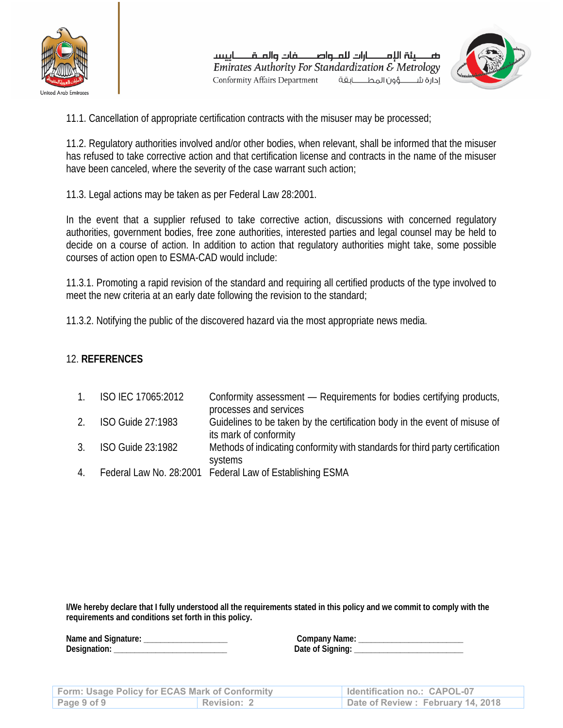11.1. Cancellation of appropriate certification contracts with the misuser may be processed;

11.2. Regulatory authorities involved and/or other bodies, when relevant, shall be informed that the misuser has refused to take corrective action and that certification license and contracts in the name of the misuser have been canceled, where the severity of the case warrant such action;

11.3. Legal actions may be taken as per Federal Law 28:2001.

In the event that a supplier refused to take corrective action, discussions with concerned regulatory authorities, government bodies, free zone authorities, interested parties and legal counsel may be held to decide on a course of action. In addition to action that regulatory authorities might take, some possible courses of action open to ESMA-CAD would include:

11.3.1. Promoting a rapid revision of the standard and requiring all certified products of the type involved to meet the new criteria at an early date following the revision to the standard;

11.3.2. Notifying the public of the discovered hazard via the most appropriate news media.

## 12. REFERENCES

| | | |
|---|---|---|
| 1. | ISO IEC 17065:2012 | Conformity assessment — Requirements for bodies certifying products, processes and services |
| 2. | ISO Guide 27:1983 | Guidelines to be taken by the certification body in the event of misuse of its mark of conformity |
| 3. | ISO Guide 23:1982 | Methods of indicating conformity with standards for third party certification systems |
| 4. | Federal Law No. 28:2001 | Federal Law of Establishing ESMA |

**I/We hereby declare that I fully understood all the requirements stated in this policy and we commit to comply with the requirements and conditions set forth in this policy.**

**Name and Signature:** ___________________ **Company Name:** ______________________

**Designation:** _________________________ **Date of Signing:** ________________________